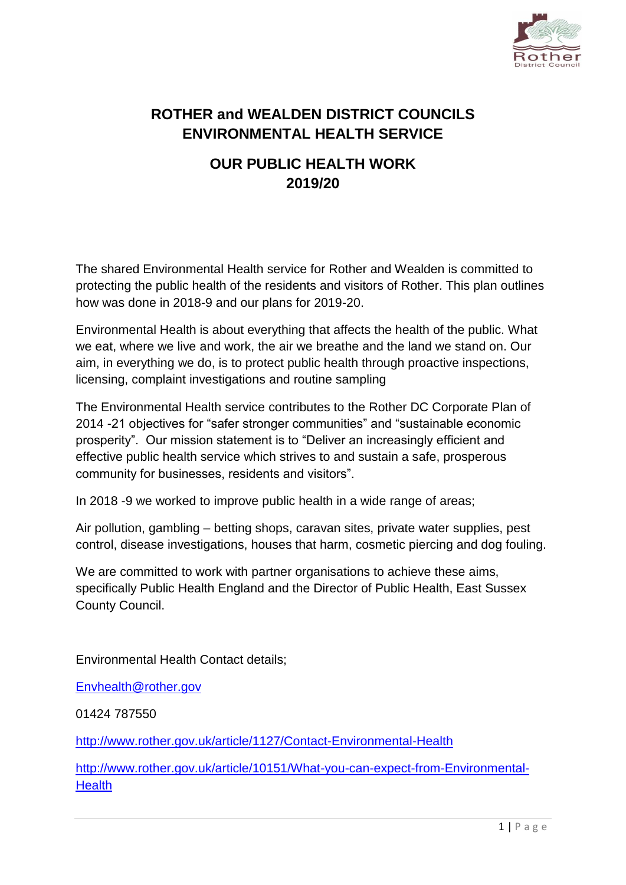# ROTHER and WEALDEN DISTRICT COUNCILS ENVIRONMENTAL HEALTH SERVICE

## OUR PUBLIC HEALTH WORK 2019/20

The shared Environmental Health service for Rother and Wealden is committed to protecting the public health of the residents and visitors of Rother. This plan outlines how was done in 2018-9 and our plans for 2019-20.

Environmental Health is about everything that affects the health of the public. What we eat, where we live and work, the air we breathe and the land we stand on. Our aim, in everything we do, is to protect public health through proactive inspections, licensing, complaint investigations and routine sampling

The Environmental Health service contributes to the Rother DC Corporate Plan of 2014 -21 objectives for "safer stronger communities" and "sustainable economic prosperity". Our mission statement is to "Deliver an increasingly efficient and effective public health service which strives to and sustain a safe, prosperous community for businesses, residents and visitors".

In 2018 -9 we worked to improve public health in a wide range of areas;

Air pollution, gambling – betting shops, caravan sites, private water supplies, pest control, disease investigations, houses that harm, cosmetic piercing and dog fouling.

We are committed to work with partner organisations to achieve these aims, specifically Public Health England and the Director of Public Health, East Sussex County Council.

Environmental Health Contact details;

Envhealth@rother.gov

01424 787550

http://www.rother.gov.uk/article/1127/Contact-Environmental-Health

http://www.rother.gov.uk/article/10151/What-you-can-expect-from-Environmental-Health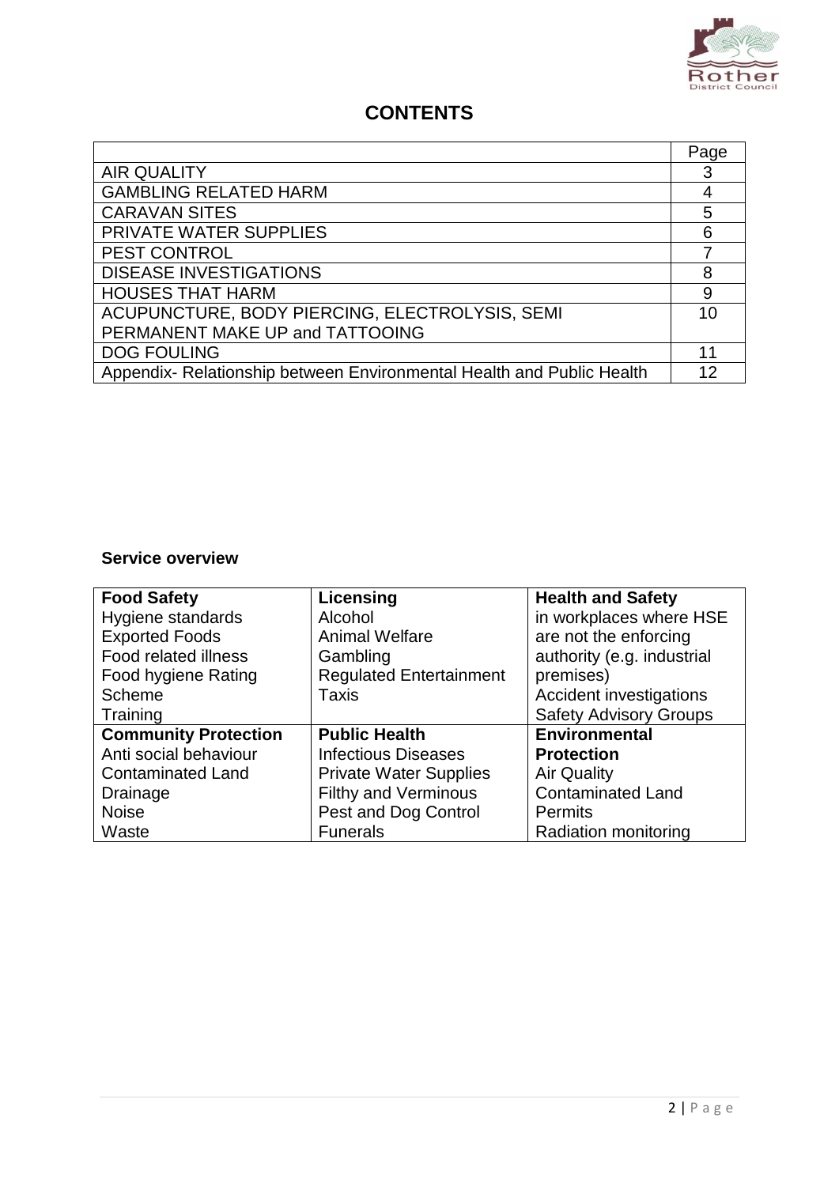# CONTENTS

| | Page |
|---|---|
| AIR QUALITY | 3 |
| GAMBLING RELATED HARM | 4 |
| CARAVAN SITES | 5 |
| PRIVATE WATER SUPPLIES | 6 |
| PEST CONTROL | 7 |
| DISEASE INVESTIGATIONS | 8 |
| HOUSES THAT HARM | 9 |
| ACUPUNCTURE, BODY PIERCING, ELECTROLYSIS, SEMI PERMANENT MAKE UP and TATTOOING | 10 |
| DOG FOULING | 11 |
| Appendix- Relationship between Environmental Health and Public Health | 12 |

**Service overview**

| **Food Safety** | **Licensing** | **Health and Safety** |
|---|---|---|
| Hygiene standards<br>Exported Foods<br>Food related illness<br>Food hygiene Rating Scheme<br>Training | Alcohol<br>Animal Welfare<br>Gambling<br>Regulated Entertainment<br>Taxis | in workplaces where HSE are not the enforcing authority (e.g. industrial premises)<br>Accident investigations<br>Safety Advisory Groups |
| **Community Protection** | **Public Health** | **Environmental Protection** |
| Anti social behaviour<br>Contaminated Land<br>Drainage<br>Noise<br>Waste | Infectious Diseases<br>Private Water Supplies<br>Filthy and Verminous<br>Pest and Dog Control<br>Funerals | Air Quality<br>Contaminated Land<br>Permits<br>Radiation monitoring |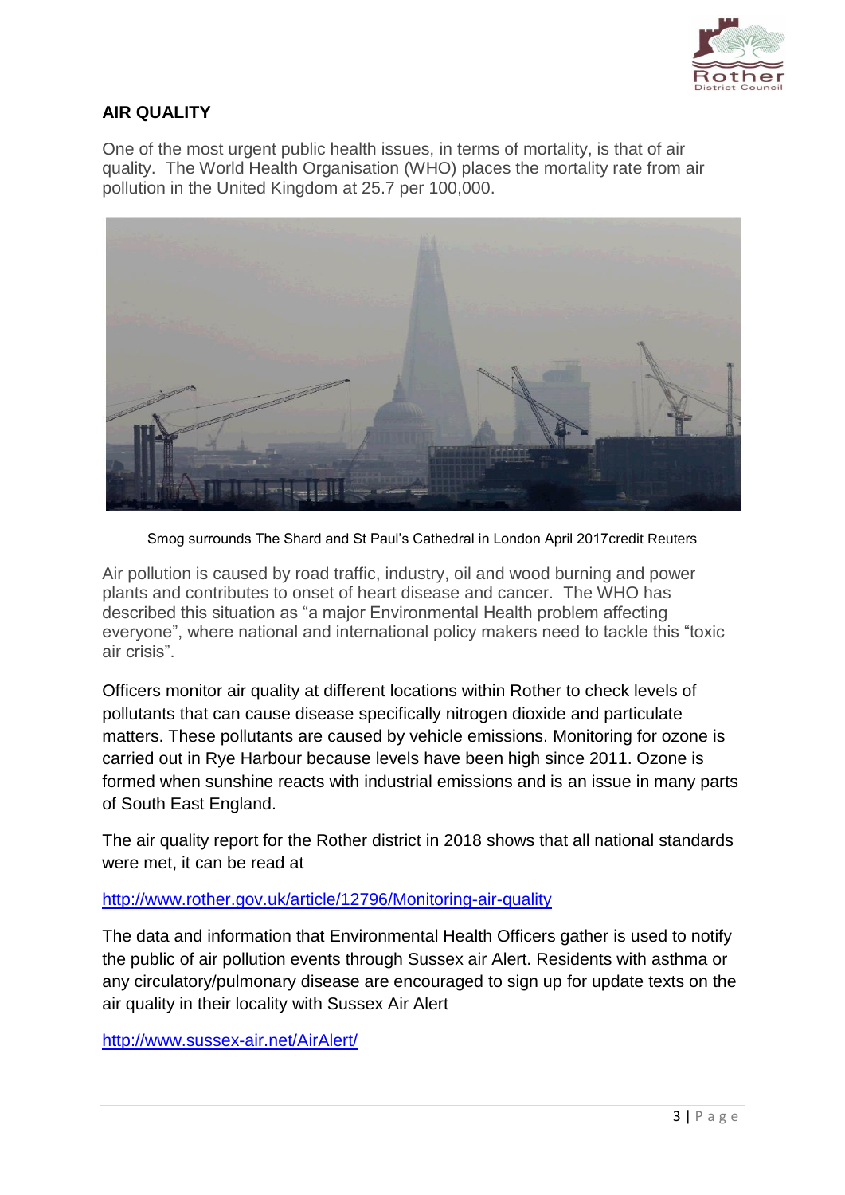## AIR QUALITY

One of the most urgent public health issues, in terms of mortality, is that of air quality. The World Health Organisation (WHO) places the mortality rate from air pollution in the United Kingdom at 25.7 per 100,000.

Smog surrounds The Shard and St Paul's Cathedral in London April 2017credit Reuters

Air pollution is caused by road traffic, industry, oil and wood burning and power plants and contributes to onset of heart disease and cancer. The WHO has described this situation as "a major Environmental Health problem affecting everyone", where national and international policy makers need to tackle this "toxic air crisis".

Officers monitor air quality at different locations within Rother to check levels of pollutants that can cause disease specifically nitrogen dioxide and particulate matters. These pollutants are caused by vehicle emissions. Monitoring for ozone is carried out in Rye Harbour because levels have been high since 2011. Ozone is formed when sunshine reacts with industrial emissions and is an issue in many parts of South East England.

The air quality report for the Rother district in 2018 shows that all national standards were met, it can be read at

http://www.rother.gov.uk/article/12796/Monitoring-air-quality

The data and information that Environmental Health Officers gather is used to notify the public of air pollution events through Sussex air Alert. Residents with asthma or any circulatory/pulmonary disease are encouraged to sign up for update texts on the air quality in their locality with Sussex Air Alert

http://www.sussex-air.net/AirAlert/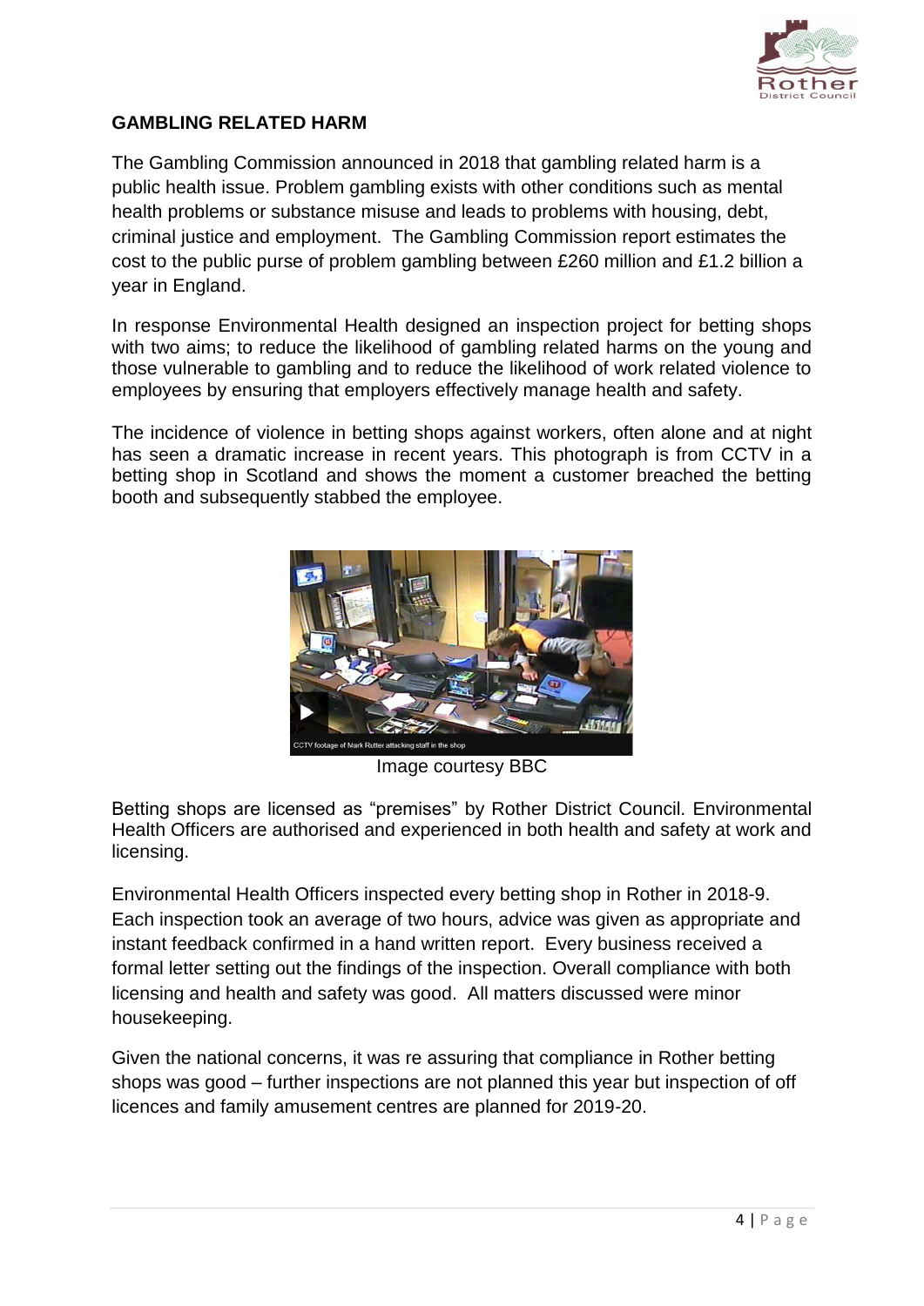## GAMBLING RELATED HARM

The Gambling Commission announced in 2018 that gambling related harm is a public health issue. Problem gambling exists with other conditions such as mental health problems or substance misuse and leads to problems with housing, debt, criminal justice and employment. The Gambling Commission report estimates the cost to the public purse of problem gambling between £260 million and £1.2 billion a year in England.

In response Environmental Health designed an inspection project for betting shops with two aims; to reduce the likelihood of gambling related harms on the young and those vulnerable to gambling and to reduce the likelihood of work related violence to employees by ensuring that employers effectively manage health and safety.

The incidence of violence in betting shops against workers, often alone and at night has seen a dramatic increase in recent years. This photograph is from CCTV in a betting shop in Scotland and shows the moment a customer breached the betting booth and subsequently stabbed the employee.

CCTV footage of Mark Rutter attacking staff in the shop

Image courtesy BBC

Betting shops are licensed as "premises" by Rother District Council. Environmental Health Officers are authorised and experienced in both health and safety at work and licensing.

Environmental Health Officers inspected every betting shop in Rother in 2018-9. Each inspection took an average of two hours, advice was given as appropriate and instant feedback confirmed in a hand written report. Every business received a formal letter setting out the findings of the inspection. Overall compliance with both licensing and health and safety was good. All matters discussed were minor housekeeping.

Given the national concerns, it was re assuring that compliance in Rother betting shops was good – further inspections are not planned this year but inspection of off licences and family amusement centres are planned for 2019-20.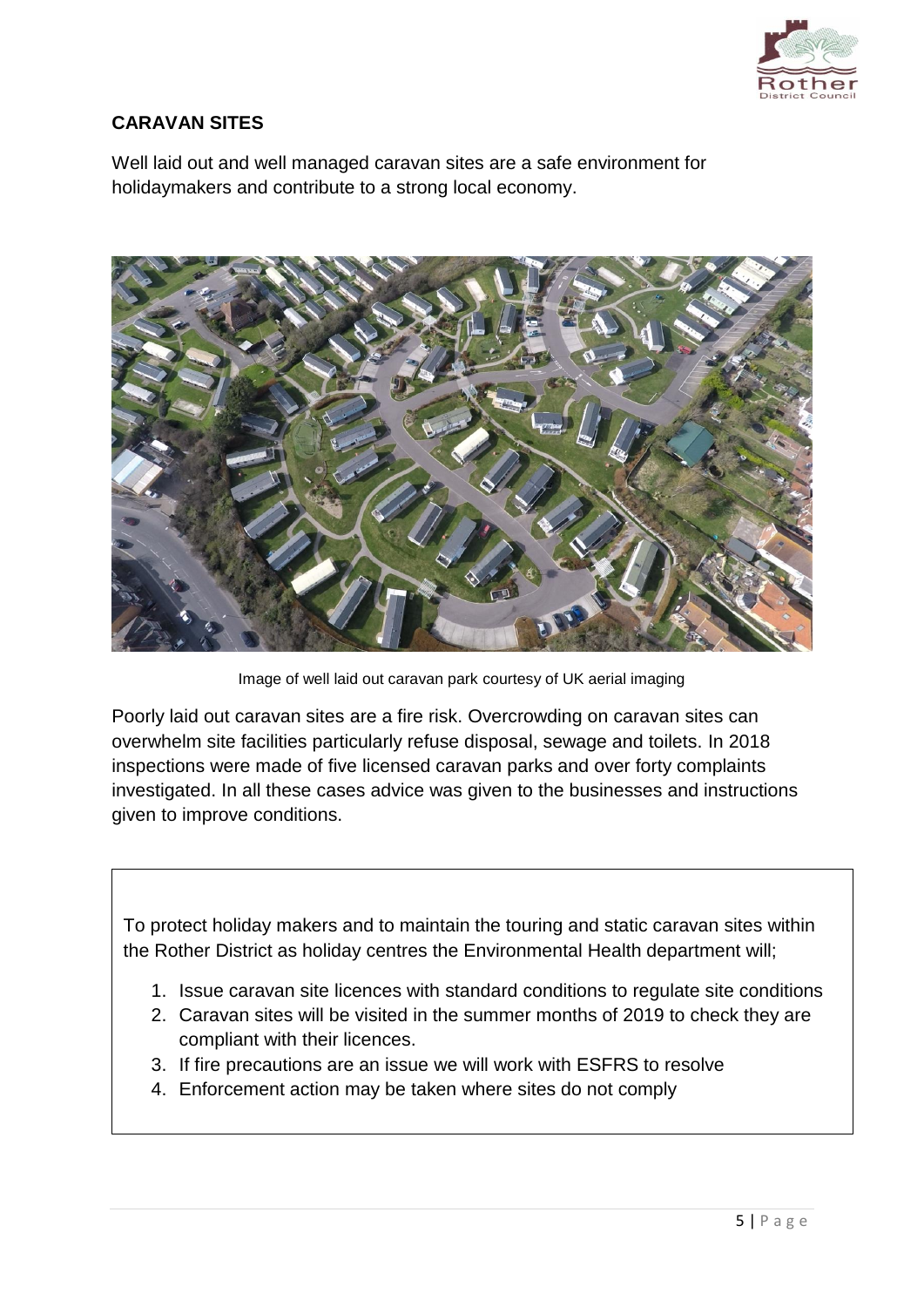## CARAVAN SITES

Well laid out and well managed caravan sites are a safe environment for holidaymakers and contribute to a strong local economy.

Image of well laid out caravan park courtesy of UK aerial imaging

Poorly laid out caravan sites are a fire risk. Overcrowding on caravan sites can overwhelm site facilities particularly refuse disposal, sewage and toilets. In 2018 inspections were made of five licensed caravan parks and over forty complaints investigated. In all these cases advice was given to the businesses and instructions given to improve conditions.

To protect holiday makers and to maintain the touring and static caravan sites within the Rother District as holiday centres the Environmental Health department will;

1. Issue caravan site licences with standard conditions to regulate site conditions
2. Caravan sites will be visited in the summer months of 2019 to check they are compliant with their licences.
3. If fire precautions are an issue we will work with ESFRS to resolve
4. Enforcement action may be taken where sites do not comply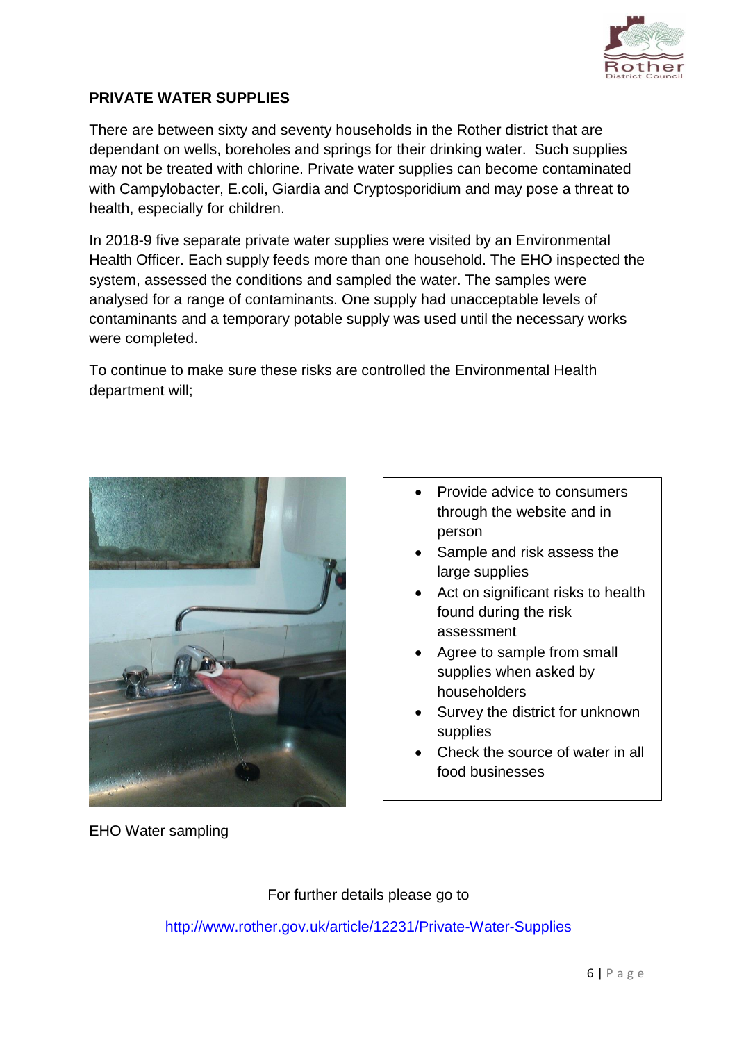## PRIVATE WATER SUPPLIES

There are between sixty and seventy households in the Rother district that are dependant on wells, boreholes and springs for their drinking water. Such supplies may not be treated with chlorine. Private water supplies can become contaminated with Campylobacter, E.coli, Giardia and Cryptosporidium and may pose a threat to health, especially for children.

In 2018-9 five separate private water supplies were visited by an Environmental Health Officer. Each supply feeds more than one household. The EHO inspected the system, assessed the conditions and sampled the water. The samples were analysed for a range of contaminants. One supply had unacceptable levels of contaminants and a temporary potable supply was used until the necessary works were completed.

To continue to make sure these risks are controlled the Environmental Health department will;

- Provide advice to consumers through the website and in person
- Sample and risk assess the large supplies
- Act on significant risks to health found during the risk assessment
- Agree to sample from small supplies when asked by householders
- Survey the district for unknown supplies
- Check the source of water in all food businesses

EHO Water sampling

For further details please go to

http://www.rother.gov.uk/article/12231/Private-Water-Supplies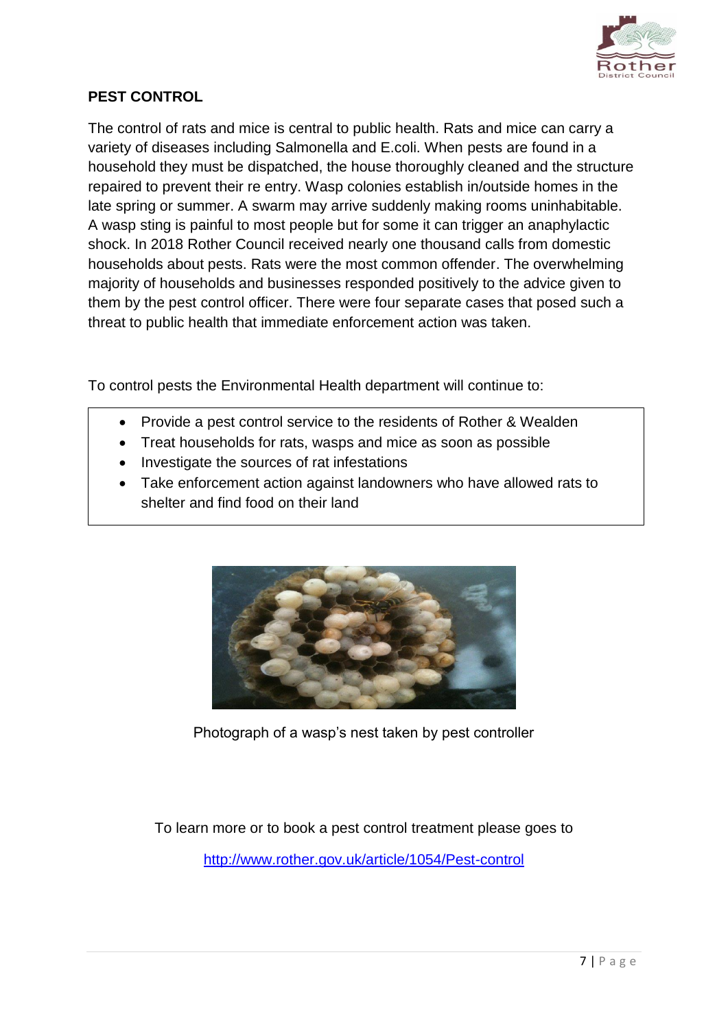## PEST CONTROL

The control of rats and mice is central to public health. Rats and mice can carry a variety of diseases including Salmonella and E.coli. When pests are found in a household they must be dispatched, the house thoroughly cleaned and the structure repaired to prevent their re entry. Wasp colonies establish in/outside homes in the late spring or summer. A swarm may arrive suddenly making rooms uninhabitable. A wasp sting is painful to most people but for some it can trigger an anaphylactic shock. In 2018 Rother Council received nearly one thousand calls from domestic households about pests. Rats were the most common offender. The overwhelming majority of households and businesses responded positively to the advice given to them by the pest control officer. There were four separate cases that posed such a threat to public health that immediate enforcement action was taken.

To control pests the Environmental Health department will continue to:

- Provide a pest control service to the residents of Rother & Wealden
- Treat households for rats, wasps and mice as soon as possible
- Investigate the sources of rat infestations
- Take enforcement action against landowners who have allowed rats to shelter and find food on their land

Photograph of a wasp's nest taken by pest controller

To learn more or to book a pest control treatment please goes to

http://www.rother.gov.uk/article/1054/Pest-control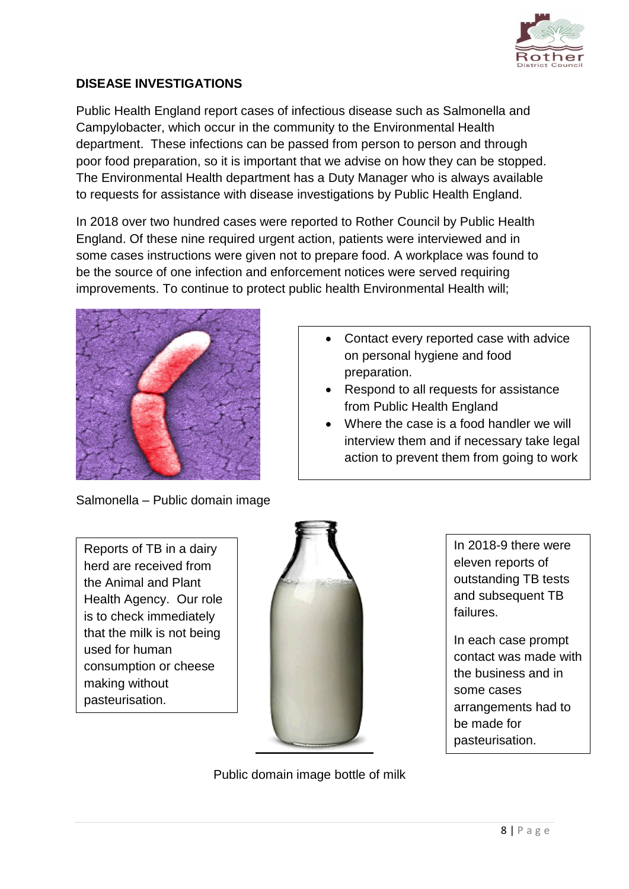## DISEASE INVESTIGATIONS

Public Health England report cases of infectious disease such as Salmonella and Campylobacter, which occur in the community to the Environmental Health department. These infections can be passed from person to person and through poor food preparation, so it is important that we advise on how they can be stopped. The Environmental Health department has a Duty Manager who is always available to requests for assistance with disease investigations by Public Health England.

In 2018 over two hundred cases were reported to Rother Council by Public Health England. Of these nine required urgent action, patients were interviewed and in some cases instructions were given not to prepare food. A workplace was found to be the source of one infection and enforcement notices were served requiring improvements. To continue to protect public health Environmental Health will;

- Contact every reported case with advice on personal hygiene and food preparation.
- Respond to all requests for assistance from Public Health England
- Where the case is a food handler we will interview them and if necessary take legal action to prevent them from going to work

Salmonella – Public domain image

Reports of TB in a dairy herd are received from the Animal and Plant Health Agency. Our role is to check immediately that the milk is not being used for human consumption or cheese making without pasteurisation.

In 2018-9 there were eleven reports of outstanding TB tests and subsequent TB failures.

In each case prompt contact was made with the business and in some cases arrangements had to be made for pasteurisation.

Public domain image bottle of milk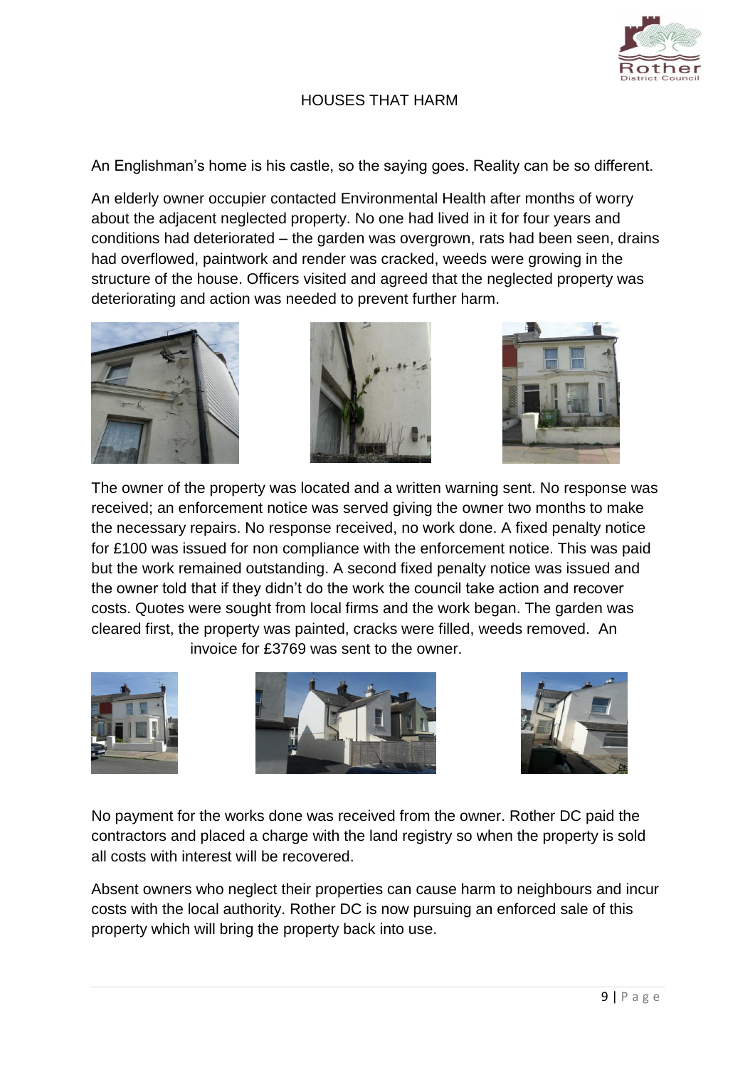# HOUSES THAT HARM

An Englishman's home is his castle, so the saying goes. Reality can be so different.

An elderly owner occupier contacted Environmental Health after months of worry about the adjacent neglected property. No one had lived in it for four years and conditions had deteriorated – the garden was overgrown, rats had been seen, drains had overflowed, paintwork and render was cracked, weeds were growing in the structure of the house. Officers visited and agreed that the neglected property was deteriorating and action was needed to prevent further harm.

The owner of the property was located and a written warning sent. No response was received; an enforcement notice was served giving the owner two months to make the necessary repairs. No response received, no work done. A fixed penalty notice for £100 was issued for non compliance with the enforcement notice. This was paid but the work remained outstanding. A second fixed penalty notice was issued and the owner told that if they didn't do the work the council take action and recover costs. Quotes were sought from local firms and the work began. The garden was cleared first, the property was painted, cracks were filled, weeds removed. An invoice for £3769 was sent to the owner.

No payment for the works done was received from the owner. Rother DC paid the contractors and placed a charge with the land registry so when the property is sold all costs with interest will be recovered.

Absent owners who neglect their properties can cause harm to neighbours and incur costs with the local authority. Rother DC is now pursuing an enforced sale of this property which will bring the property back into use.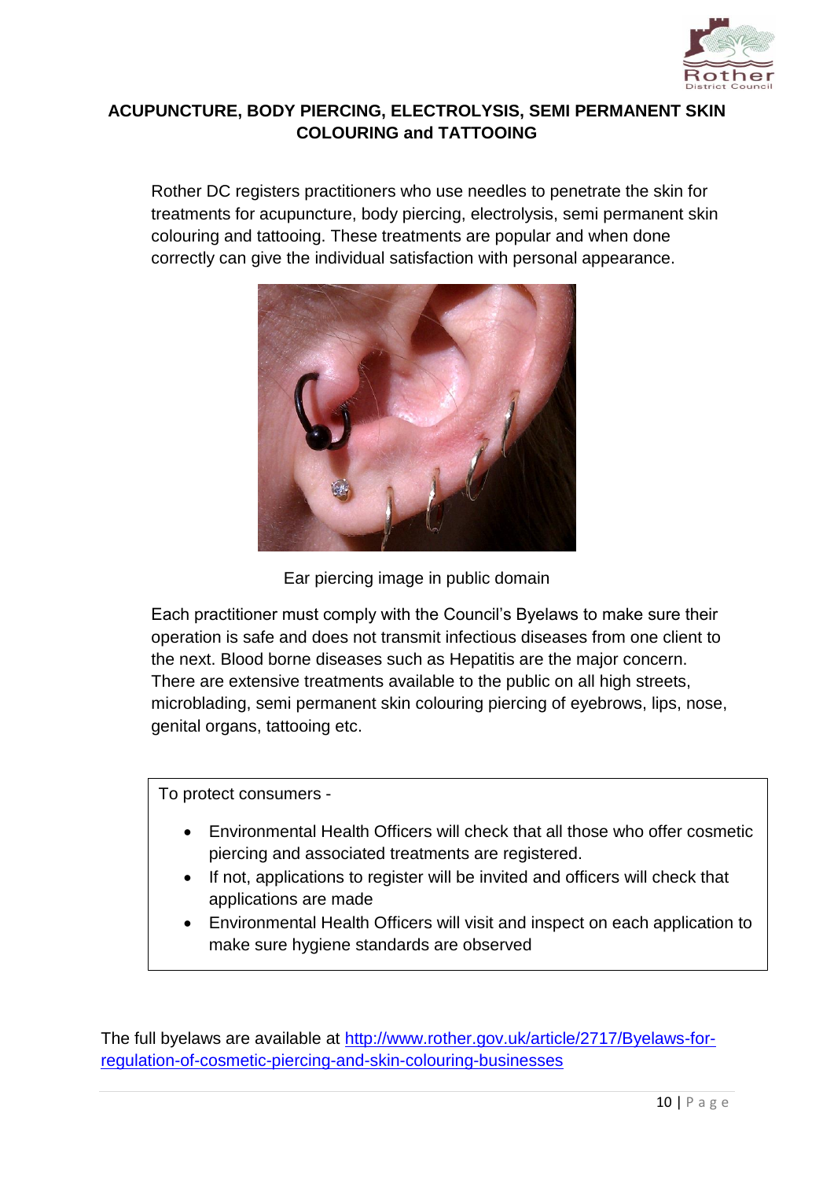## ACUPUNCTURE, BODY PIERCING, ELECTROLYSIS, SEMI PERMANENT SKIN COLOURING and TATTOOING

Rother DC registers practitioners who use needles to penetrate the skin for treatments for acupuncture, body piercing, electrolysis, semi permanent skin colouring and tattooing. These treatments are popular and when done correctly can give the individual satisfaction with personal appearance.

Ear piercing image in public domain

Each practitioner must comply with the Council's Byelaws to make sure their operation is safe and does not transmit infectious diseases from one client to the next. Blood borne diseases such as Hepatitis are the major concern. There are extensive treatments available to the public on all high streets, microblading, semi permanent skin colouring piercing of eyebrows, lips, nose, genital organs, tattooing etc.

To protect consumers -

- Environmental Health Officers will check that all those who offer cosmetic piercing and associated treatments are registered.
- If not, applications to register will be invited and officers will check that applications are made
- Environmental Health Officers will visit and inspect on each application to make sure hygiene standards are observed

The full byelaws are available at [http://www.rother.gov.uk/article/2717/Byelaws-for-regulation-of-cosmetic-piercing-and-skin-colouring-businesses](http://www.rother.gov.uk/article/2717/Byelaws-for-regulation-of-cosmetic-piercing-and-skin-colouring-businesses)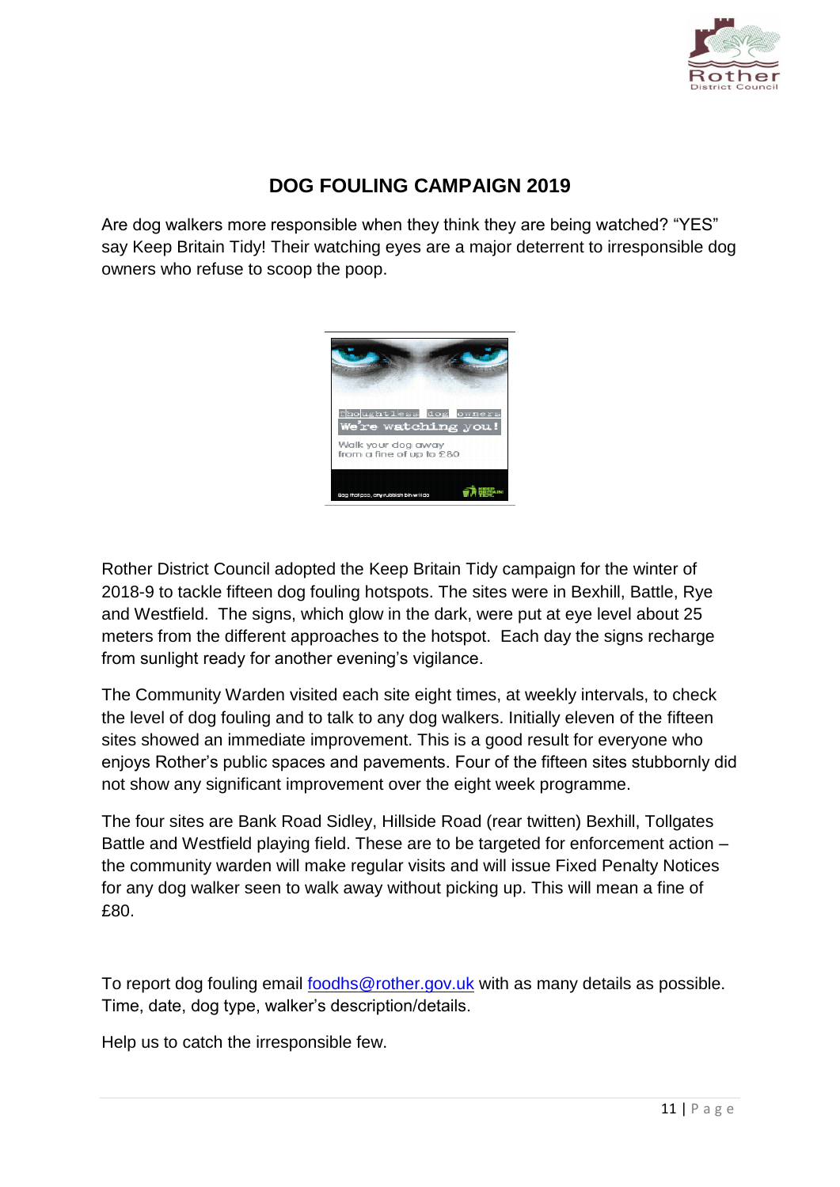## DOG FOULING CAMPAIGN 2019

Are dog walkers more responsible when they think they are being watched? "YES" say Keep Britain Tidy! Their watching eyes are a major deterrent to irresponsible dog owners who refuse to scoop the poop.

Rother District Council adopted the Keep Britain Tidy campaign for the winter of 2018-9 to tackle fifteen dog fouling hotspots. The sites were in Bexhill, Battle, Rye and Westfield. The signs, which glow in the dark, were put at eye level about 25 meters from the different approaches to the hotspot. Each day the signs recharge from sunlight ready for another evening's vigilance.

The Community Warden visited each site eight times, at weekly intervals, to check the level of dog fouling and to talk to any dog walkers. Initially eleven of the fifteen sites showed an immediate improvement. This is a good result for everyone who enjoys Rother's public spaces and pavements. Four of the fifteen sites stubbornly did not show any significant improvement over the eight week programme.

The four sites are Bank Road Sidley, Hillside Road (rear twitten) Bexhill, Tollgates Battle and Westfield playing field. These are to be targeted for enforcement action – the community warden will make regular visits and will issue Fixed Penalty Notices for any dog walker seen to walk away without picking up. This will mean a fine of £80.

To report dog fouling email [foodhs@rother.gov.uk](mailto:foodhs@rother.gov.uk) with as many details as possible. Time, date, dog type, walker's description/details.

Help us to catch the irresponsible few.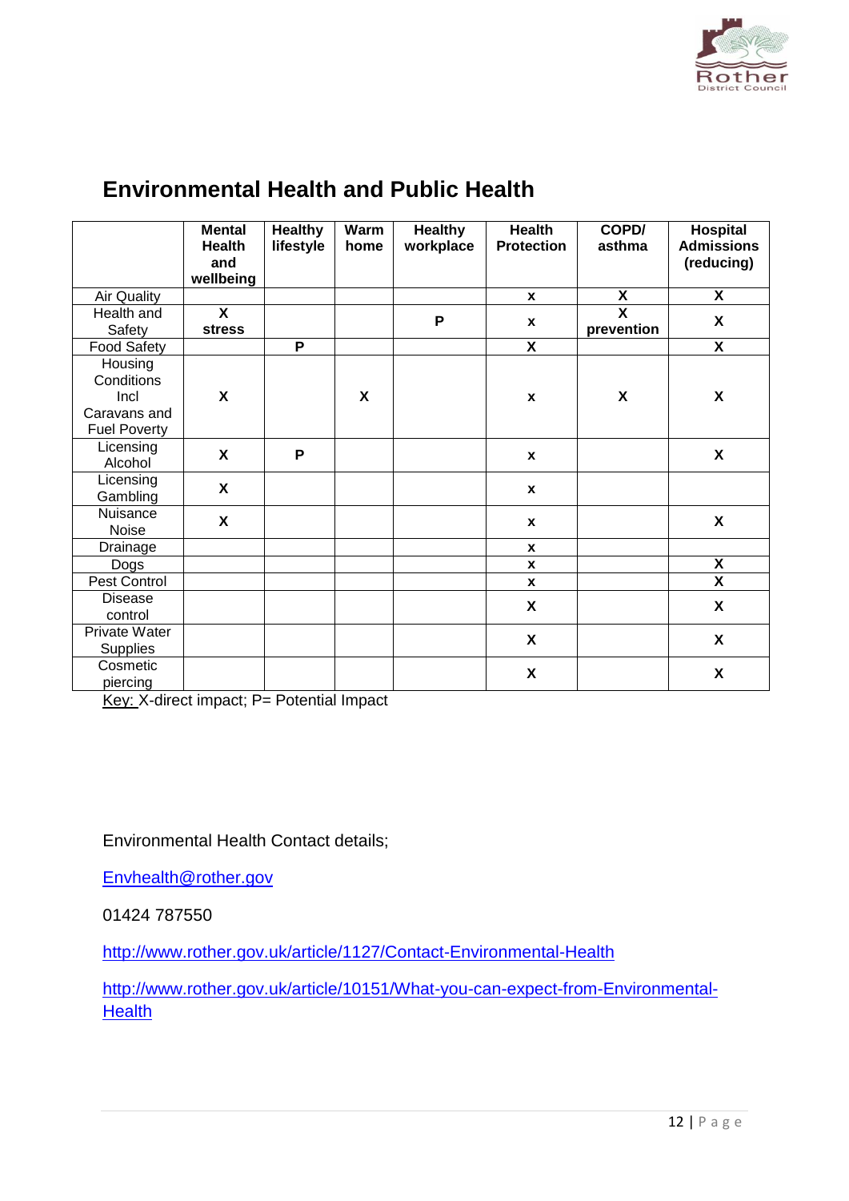## Environmental Health and Public Health

| | Mental Health and wellbeing | Healthy lifestyle | Warm home | Healthy workplace | Health Protection | COPD/ asthma | Hospital Admissions (reducing) |
|---|---|---|---|---|---|---|---|
| Air Quality | | | | | x | X | X |
| Health and Safety | X stress | | | P | x | X prevention | X |
| Food Safety | | P | | | X | | X |
| Housing Conditions Incl Caravans and Fuel Poverty | X | | X | | x | X | X |
| Licensing Alcohol | X | P | | | x | | X |
| Licensing Gambling | X | | | | x | | |
| Nuisance Noise | X | | | | x | | X |
| Drainage | | | | | x | | |
| Dogs | | | | | x | | X |
| Pest Control | | | | | x | | X |
| Disease control | | | | | X | | X |
| Private Water Supplies | | | | | X | | X |
| Cosmetic piercing | | | | | X | | X |

Key: X-direct impact; P= Potential Impact

Environmental Health Contact details;

Envhealth@rother.gov

01424 787550

http://www.rother.gov.uk/article/1127/Contact-Environmental-Health

http://www.rother.gov.uk/article/10151/What-you-can-expect-from-Environmental-Health